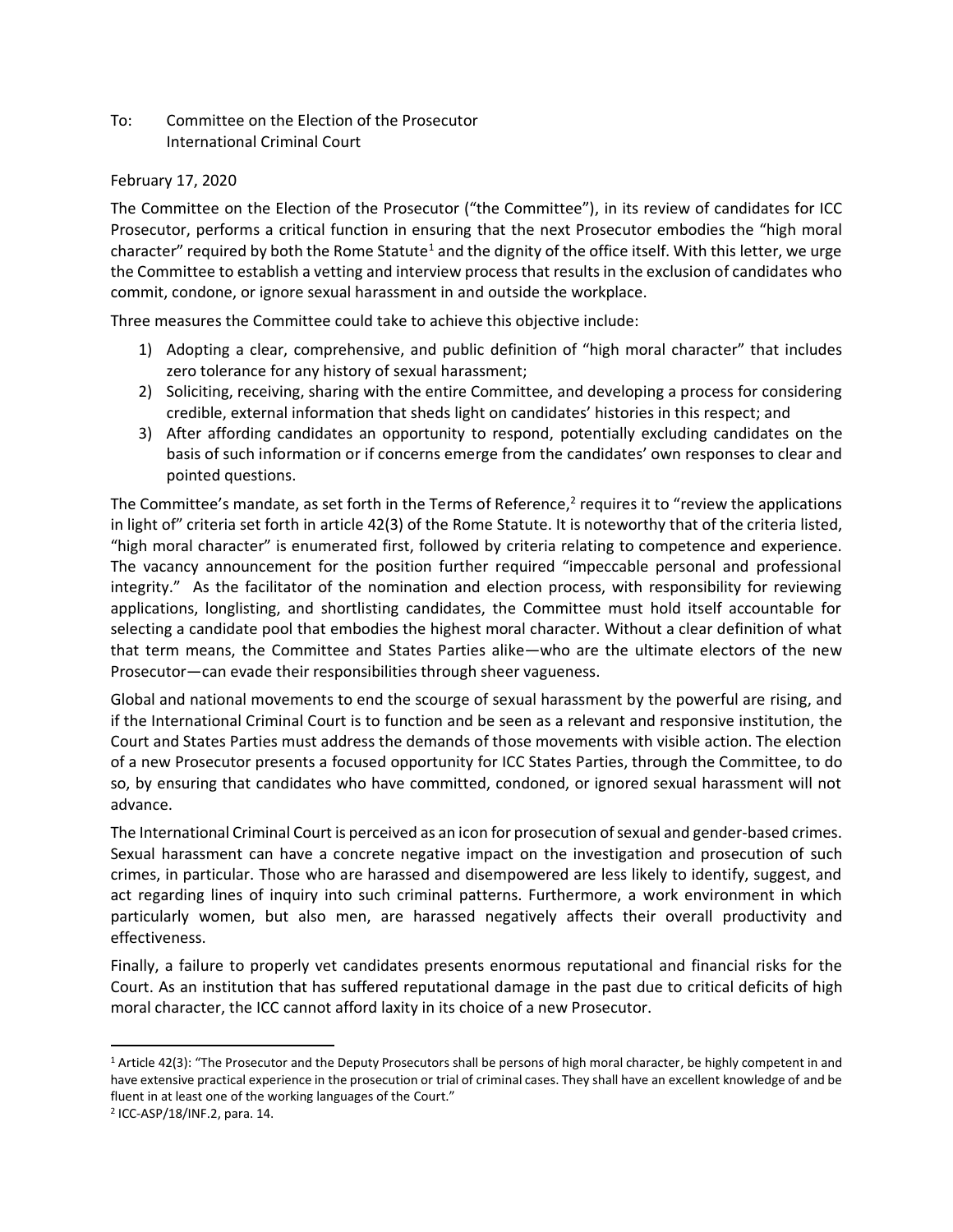To: Committee on the Election of the Prosecutor
International Criminal Court

February 17, 2020

The Committee on the Election of the Prosecutor ("the Committee"), in its review of candidates for ICC Prosecutor, performs a critical function in ensuring that the next Prosecutor embodies the "high moral character" required by both the Rome Statute[1] and the dignity of the office itself. With this letter, we urge the Committee to establish a vetting and interview process that results in the exclusion of candidates who commit, condone, or ignore sexual harassment in and outside the workplace.

Three measures the Committee could take to achieve this objective include:

1) Adopting a clear, comprehensive, and public definition of "high moral character" that includes zero tolerance for any history of sexual harassment;
2) Soliciting, receiving, sharing with the entire Committee, and developing a process for considering credible, external information that sheds light on candidates' histories in this respect; and
3) After affording candidates an opportunity to respond, potentially excluding candidates on the basis of such information or if concerns emerge from the candidates' own responses to clear and pointed questions.

The Committee's mandate, as set forth in the Terms of Reference,[2] requires it to "review the applications in light of" criteria set forth in article 42(3) of the Rome Statute. It is noteworthy that of the criteria listed, "high moral character" is enumerated first, followed by criteria relating to competence and experience. The vacancy announcement for the position further required "impeccable personal and professional integrity." As the facilitator of the nomination and election process, with responsibility for reviewing applications, longlisting, and shortlisting candidates, the Committee must hold itself accountable for selecting a candidate pool that embodies the highest moral character. Without a clear definition of what that term means, the Committee and States Parties alike—who are the ultimate electors of the new Prosecutor—can evade their responsibilities through sheer vagueness.

Global and national movements to end the scourge of sexual harassment by the powerful are rising, and if the International Criminal Court is to function and be seen as a relevant and responsive institution, the Court and States Parties must address the demands of those movements with visible action. The election of a new Prosecutor presents a focused opportunity for ICC States Parties, through the Committee, to do so, by ensuring that candidates who have committed, condoned, or ignored sexual harassment will not advance.

The International Criminal Court is perceived as an icon for prosecution of sexual and gender-based crimes. Sexual harassment can have a concrete negative impact on the investigation and prosecution of such crimes, in particular. Those who are harassed and disempowered are less likely to identify, suggest, and act regarding lines of inquiry into such criminal patterns. Furthermore, a work environment in which particularly women, but also men, are harassed negatively affects their overall productivity and effectiveness.

Finally, a failure to properly vet candidates presents enormous reputational and financial risks for the Court. As an institution that has suffered reputational damage in the past due to critical deficits of high moral character, the ICC cannot afford laxity in its choice of a new Prosecutor.

---

[1] Article 42(3): "The Prosecutor and the Deputy Prosecutors shall be persons of high moral character, be highly competent in and have extensive practical experience in the prosecution or trial of criminal cases. They shall have an excellent knowledge of and be fluent in at least one of the working languages of the Court."

[2] ICC-ASP/18/INF.2, para. 14.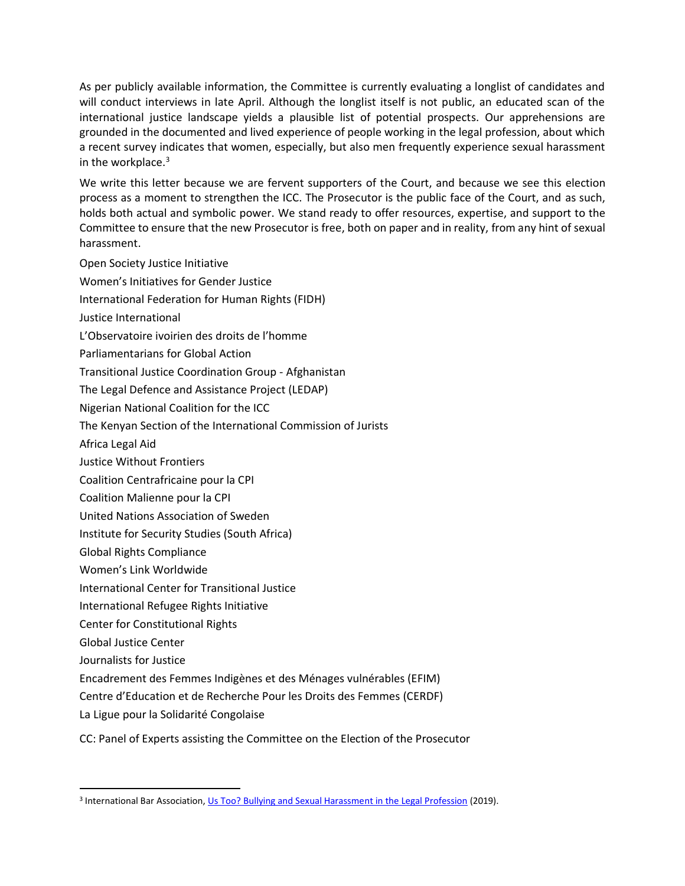As per publicly available information, the Committee is currently evaluating a longlist of candidates and will conduct interviews in late April. Although the longlist itself is not public, an educated scan of the international justice landscape yields a plausible list of potential prospects. Our apprehensions are grounded in the documented and lived experience of people working in the legal profession, about which a recent survey indicates that women, especially, but also men frequently experience sexual harassment in the workplace.[3]

We write this letter because we are fervent supporters of the Court, and because we see this election process as a moment to strengthen the ICC. The Prosecutor is the public face of the Court, and as such, holds both actual and symbolic power. We stand ready to offer resources, expertise, and support to the Committee to ensure that the new Prosecutor is free, both on paper and in reality, from any hint of sexual harassment.

Open Society Justice Initiative

Women's Initiatives for Gender Justice

International Federation for Human Rights (FIDH)

Justice International

L'Observatoire ivoirien des droits de l'homme

Parliamentarians for Global Action

Transitional Justice Coordination Group - Afghanistan

The Legal Defence and Assistance Project (LEDAP)

Nigerian National Coalition for the ICC

The Kenyan Section of the International Commission of Jurists

Africa Legal Aid

Justice Without Frontiers

Coalition Centrafricaine pour la CPI

Coalition Malienne pour la CPI

United Nations Association of Sweden

Institute for Security Studies (South Africa)

Global Rights Compliance

Women's Link Worldwide

International Center for Transitional Justice

International Refugee Rights Initiative

Center for Constitutional Rights

Global Justice Center

Journalists for Justice

Encadrement des Femmes Indigènes et des Ménages vulnérables (EFIM)

Centre d'Education et de Recherche Pour les Droits des Femmes (CERDF)

La Ligue pour la Solidarité Congolaise

CC: Panel of Experts assisting the Committee on the Election of the Prosecutor

---

[3] International Bar Association, Us Too? Bullying and Sexual Harassment in the Legal Profession (2019).